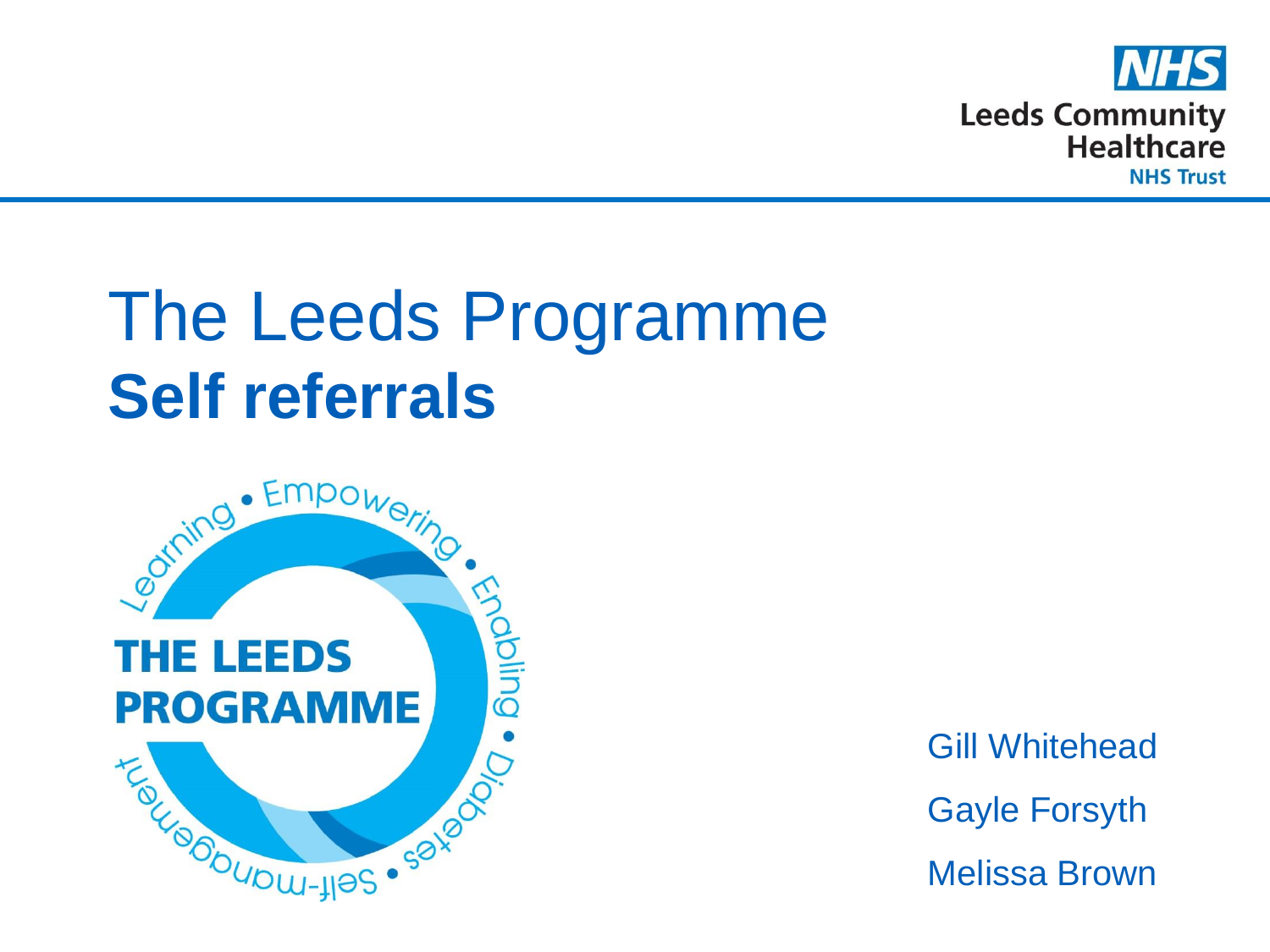Leeds Community Healthcare NHS Trust

# The Leeds Programme
## **Self referrals**

THE LEEDS PROGRAMME

Learning • Empowering • Enabling • Diabetes • Self-management

Gill Whitehead

Gayle Forsyth

Melissa Brown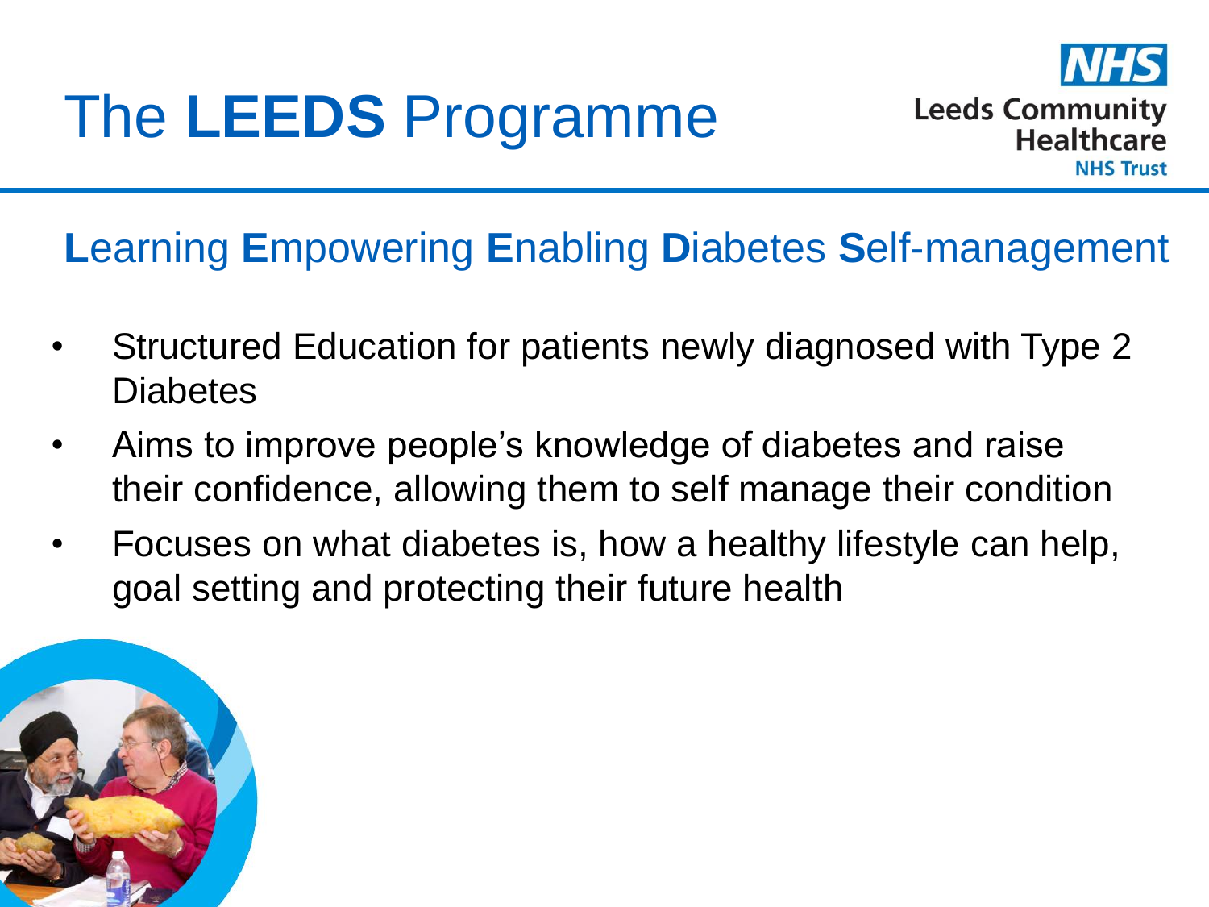# The **LEEDS** Programme

## **L**earning **E**mpowering **E**nabling **D**iabetes **S**elf-management

- Structured Education for patients newly diagnosed with Type 2 Diabetes
- Aims to improve people's knowledge of diabetes and raise their confidence, allowing them to self manage their condition
- Focuses on what diabetes is, how a healthy lifestyle can help, goal setting and protecting their future health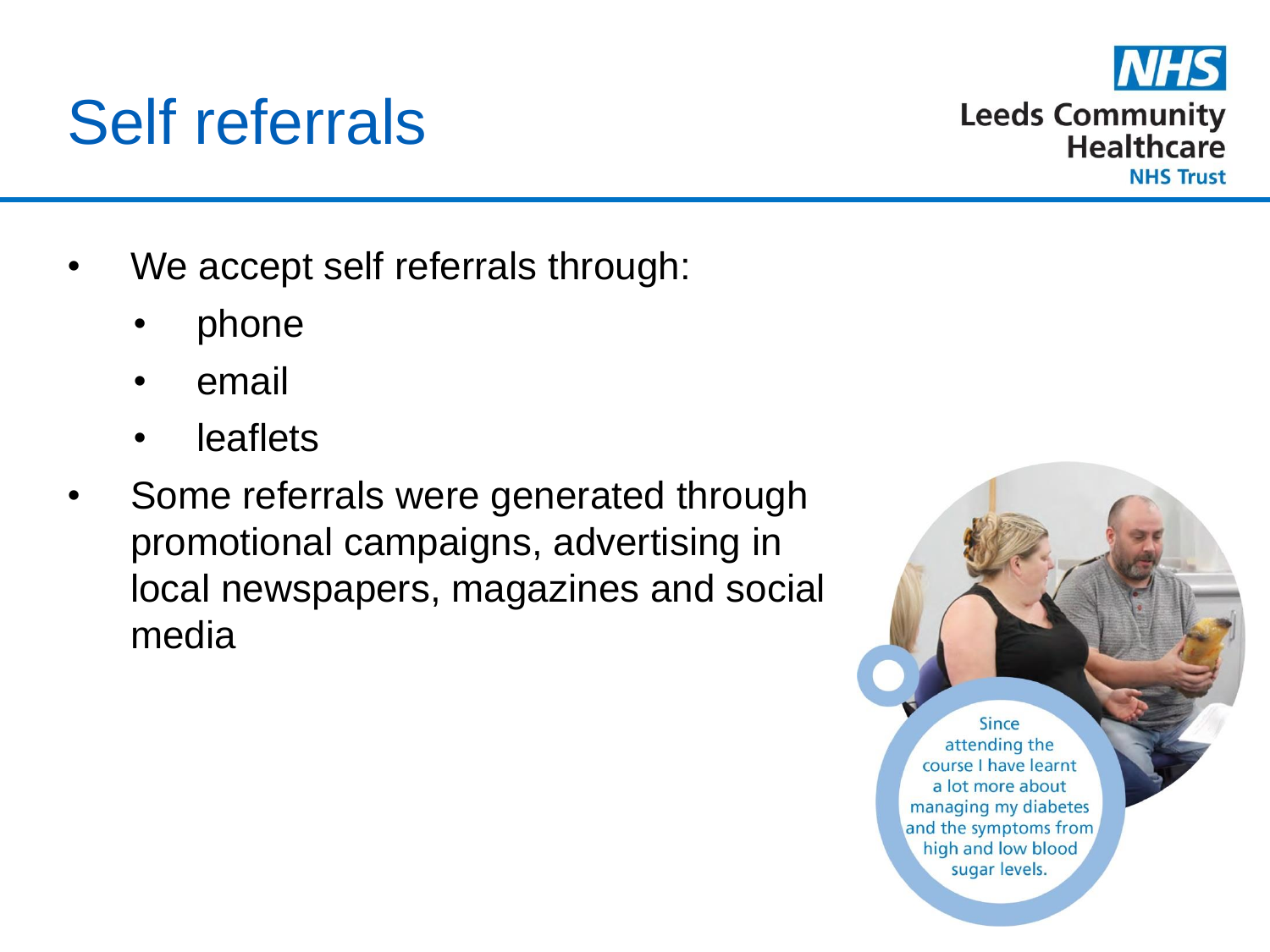# Self referrals

- We accept self referrals through:
  - phone
  - email
  - leaflets
- Some referrals were generated through promotional campaigns, advertising in local newspapers, magazines and social media

Since attending the course I have learnt a lot more about managing my diabetes and the symptoms from high and low blood sugar levels.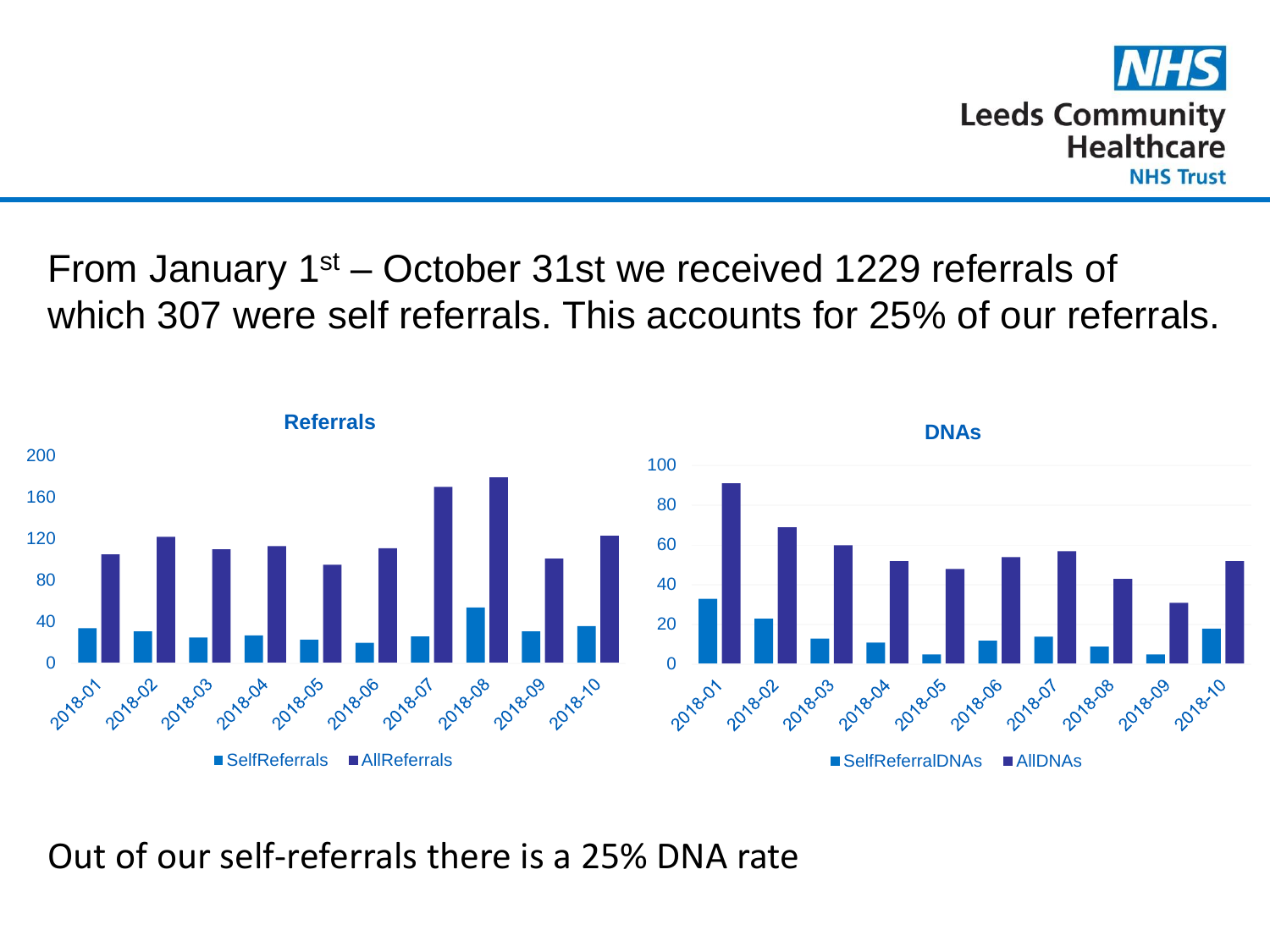From January 1st – October 31st we received 1229 referrals of which 307 were self referrals. This accounts for 25% of our referrals.

**Referrals**

200
160
120
80
40
0

2018-01 2018-02 2018-03 2018-04 2018-05 2018-06 2018-07 2018-08 2018-09 2018-10

SelfReferrals AllReferrals

**DNAs**

100
80
60
40
20
0

2018-01 2018-02 2018-03 2018-04 2018-05 2018-06 2018-07 2018-08 2018-09 2018-10

SelfReferralDNAs AllDNAs

Out of our self-referrals there is a 25% DNA rate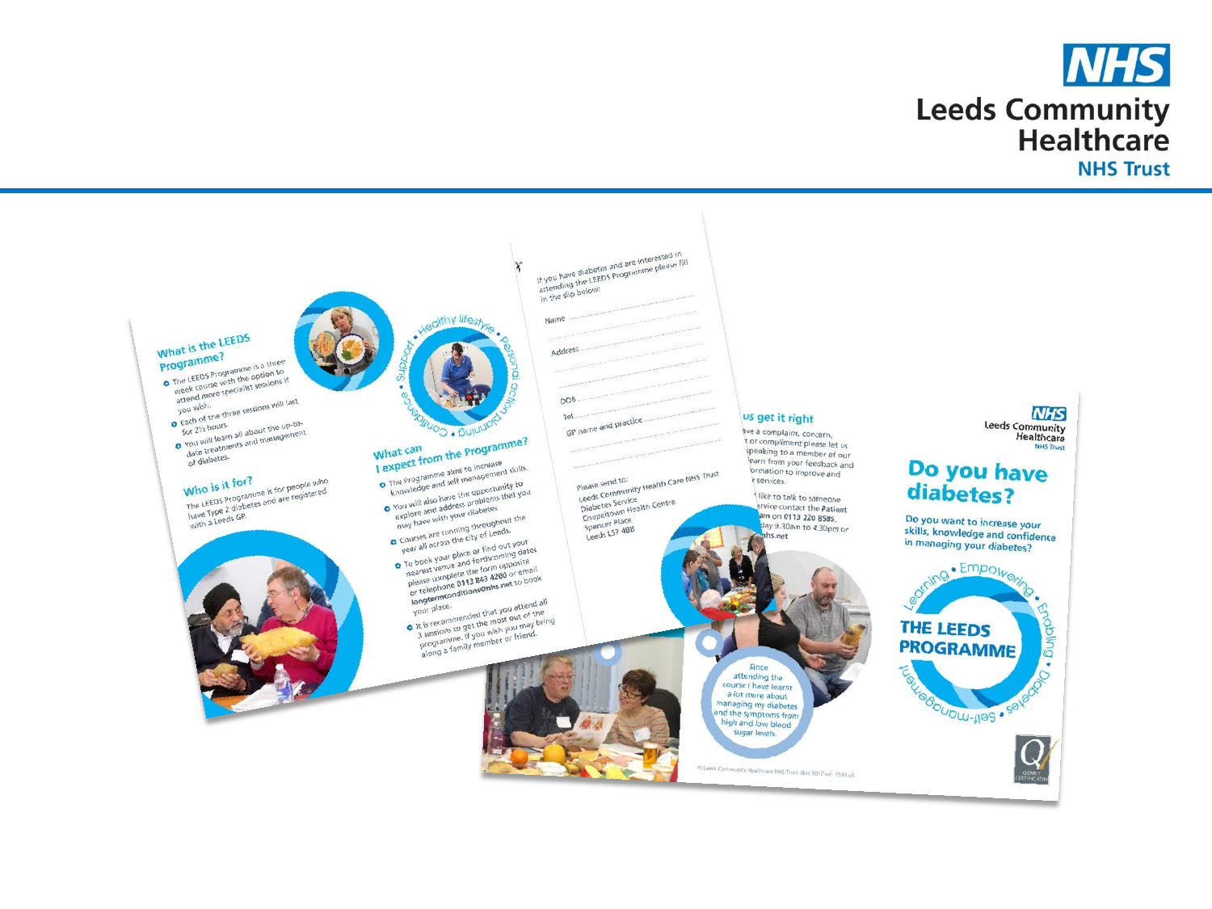# Leeds Community Healthcare NHS Trust

## What is the LEEDS Programme?

- The LEEDS Programme is a three week course with the option to attend more specialist sessions if you wish.
- Each of the three sessions will last for 2½ hours.
- You will learn all about the up-to-date treatments and management of diabetes.

## Who is it for?

The LEEDS Programme is for people who have Type 2 diabetes and are registered with a Leeds GP.

Support • Healthy lifestyle • Personal action planning • Confidence

## What can I expect from the Programme?

- The Programme aims to increase knowledge and self management skills.
- You will also have the opportunity to explore and address problems that you may have with your diabetes.
- Courses are running throughout the year all across the city of Leeds.
- To book your place or find out your nearest venue and forthcoming dates please complete the form opposite or telephone 0113 843 4200 or email longtermconditions@nhs.net to book your place.
- It is recommended that you attend all 3 sessions to get the most out of the programme. If you wish you may bring along a family member or friend.

If you have diabetes and are interested in attending the LEEDS Programme please fill in the slip below:

Name ..........

Address ..........

DOB ..........

Tel ..........

GP name and practice ..........

Please send to:
Leeds Community Health Care NHS Trust
Diabetes Service
Chapeltown Health Centre
Spencer Place
Leeds LS7 4BB

## ...us get it right

...ave a complaint, concern, ...t or compliment please let us ... speaking to a member of our ...earn from your feedback and ...ormation to improve and ...r services.

...like to talk to someone ...ervice contact the Patient ...am on 0113 220 8585, ...day 9.30am to 4.30pm or ...hs.net

Since attending the course I have learnt a lot more about managing my diabetes and the symptoms from high and low blood sugar levels.

© Leeds Community Healthcare NHS Trust, Nov 2017 ref: 1590 v3

Leeds Community Healthcare NHS Trust

## Do you have diabetes?

Do you want to increase your skills, knowledge and confidence in managing your diabetes?

Learning • Empowering • Enabling • Diabetes • Self-management

**THE LEEDS PROGRAMME**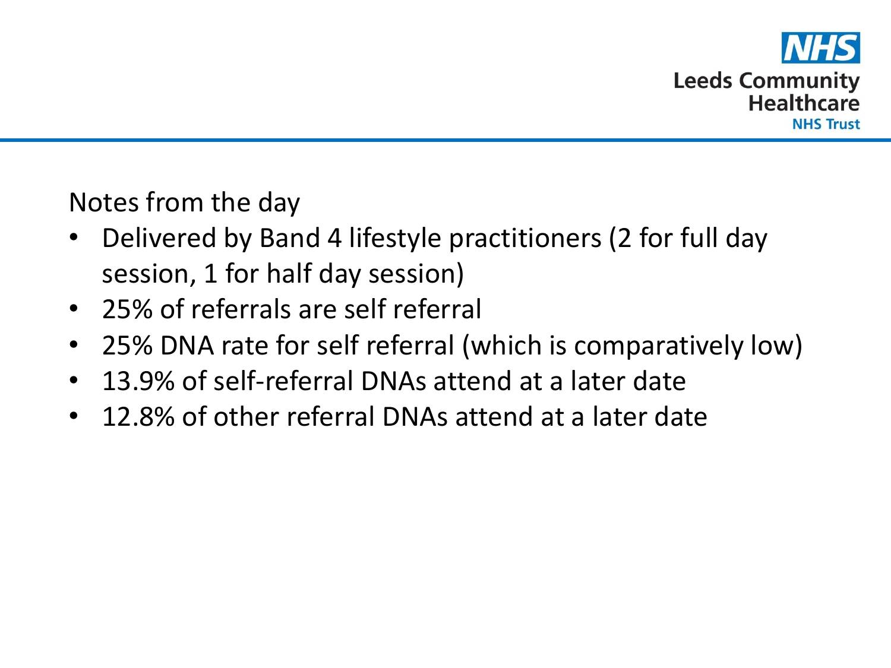Notes from the day

- Delivered by Band 4 lifestyle practitioners (2 for full day session, 1 for half day session)
- 25% of referrals are self referral
- 25% DNA rate for self referral (which is comparatively low)
- 13.9% of self-referral DNAs attend at a later date
- 12.8% of other referral DNAs attend at a later date